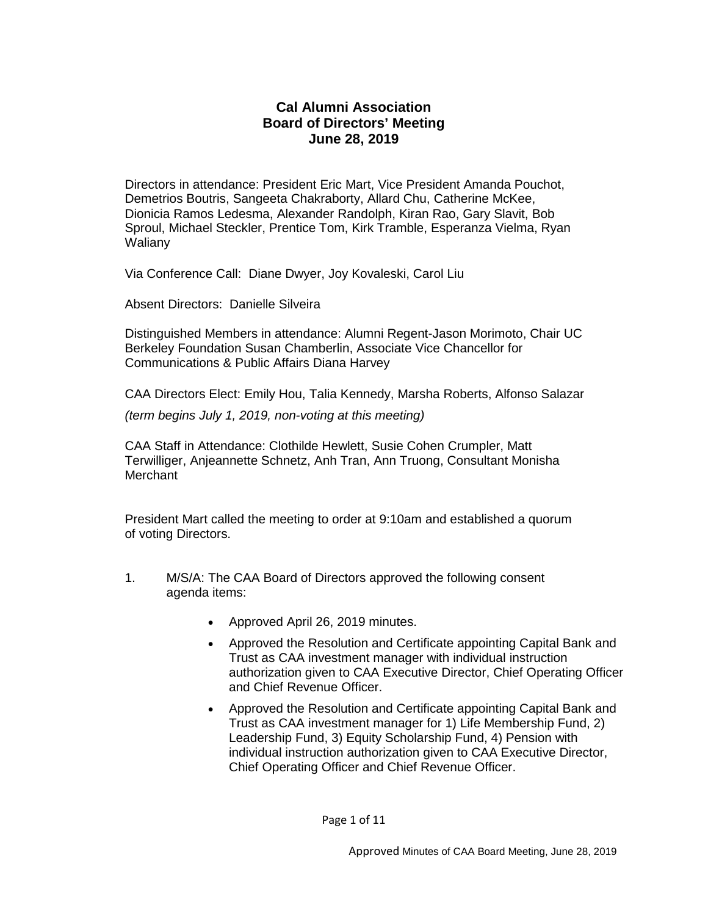# Cal Alumni Association
## Board of Directors' Meeting
## June 28, 2019

Directors in attendance: President Eric Mart, Vice President Amanda Pouchot, Demetrios Boutris, Sangeeta Chakraborty, Allard Chu, Catherine McKee, Dionicia Ramos Ledesma, Alexander Randolph, Kiran Rao, Gary Slavit, Bob Sproul, Michael Steckler, Prentice Tom, Kirk Tramble, Esperanza Vielma, Ryan Waliany

Via Conference Call: Diane Dwyer, Joy Kovaleski, Carol Liu

Absent Directors: Danielle Silveira

Distinguished Members in attendance: Alumni Regent-Jason Morimoto, Chair UC Berkeley Foundation Susan Chamberlin, Associate Vice Chancellor for Communications & Public Affairs Diana Harvey

CAA Directors Elect: Emily Hou, Talia Kennedy, Marsha Roberts, Alfonso Salazar

*(term begins July 1, 2019, non-voting at this meeting)*

CAA Staff in Attendance: Clothilde Hewlett, Susie Cohen Crumpler, Matt Terwilliger, Anjeannette Schnetz, Anh Tran, Ann Truong, Consultant Monisha Merchant

President Mart called the meeting to order at 9:10am and established a quorum of voting Directors.

1. M/S/A: The CAA Board of Directors approved the following consent agenda items:

   - Approved April 26, 2019 minutes.
   - Approved the Resolution and Certificate appointing Capital Bank and Trust as CAA investment manager with individual instruction authorization given to CAA Executive Director, Chief Operating Officer and Chief Revenue Officer.
   - Approved the Resolution and Certificate appointing Capital Bank and Trust as CAA investment manager for 1) Life Membership Fund, 2) Leadership Fund, 3) Equity Scholarship Fund, 4) Pension with individual instruction authorization given to CAA Executive Director, Chief Operating Officer and Chief Revenue Officer.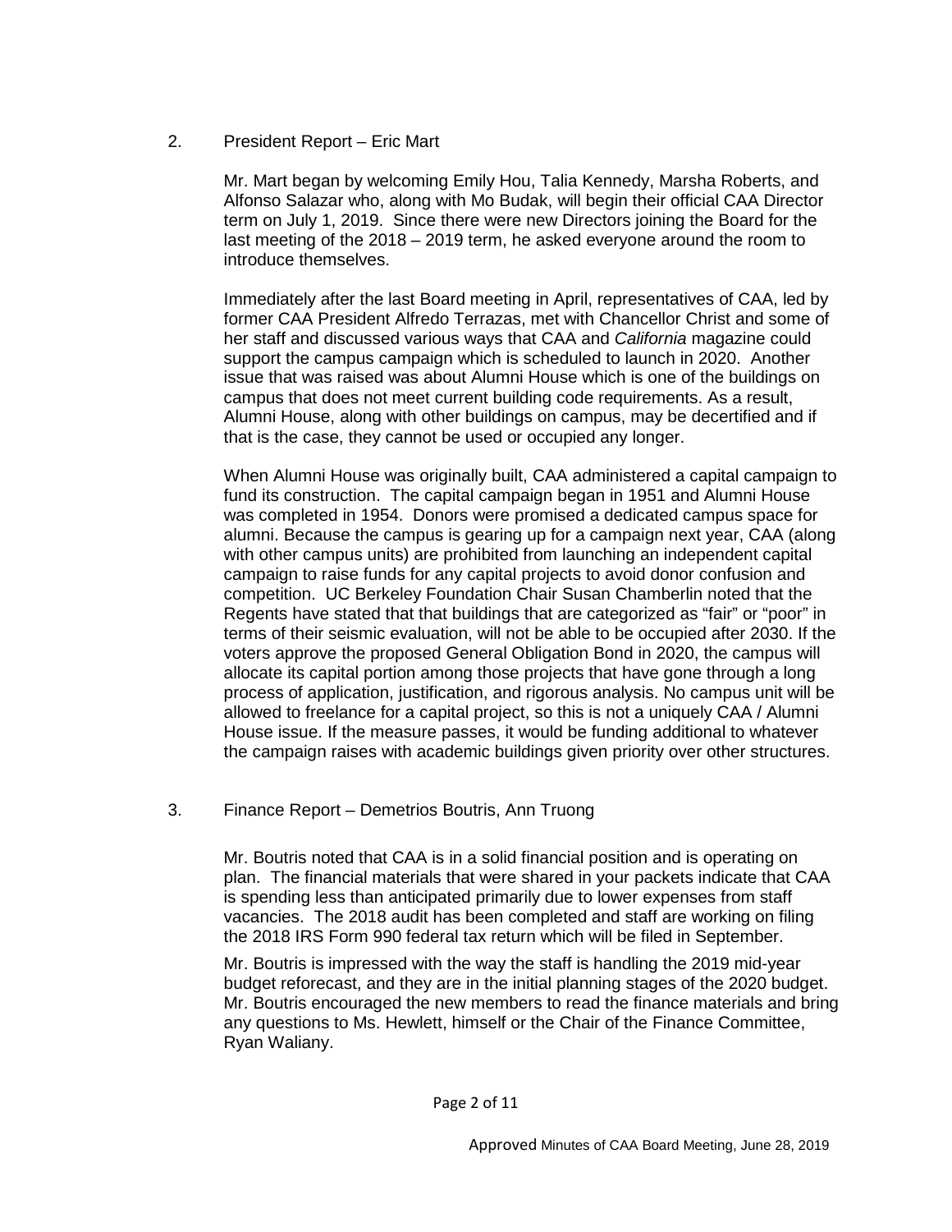2. President Report – Eric Mart

Mr. Mart began by welcoming Emily Hou, Talia Kennedy, Marsha Roberts, and Alfonso Salazar who, along with Mo Budak, will begin their official CAA Director term on July 1, 2019. Since there were new Directors joining the Board for the last meeting of the 2018 – 2019 term, he asked everyone around the room to introduce themselves.

Immediately after the last Board meeting in April, representatives of CAA, led by former CAA President Alfredo Terrazas, met with Chancellor Christ and some of her staff and discussed various ways that CAA and *California* magazine could support the campus campaign which is scheduled to launch in 2020. Another issue that was raised was about Alumni House which is one of the buildings on campus that does not meet current building code requirements. As a result, Alumni House, along with other buildings on campus, may be decertified and if that is the case, they cannot be used or occupied any longer.

When Alumni House was originally built, CAA administered a capital campaign to fund its construction. The capital campaign began in 1951 and Alumni House was completed in 1954. Donors were promised a dedicated campus space for alumni. Because the campus is gearing up for a campaign next year, CAA (along with other campus units) are prohibited from launching an independent capital campaign to raise funds for any capital projects to avoid donor confusion and competition. UC Berkeley Foundation Chair Susan Chamberlin noted that the Regents have stated that that buildings that are categorized as "fair" or "poor" in terms of their seismic evaluation, will not be able to be occupied after 2030. If the voters approve the proposed General Obligation Bond in 2020, the campus will allocate its capital portion among those projects that have gone through a long process of application, justification, and rigorous analysis. No campus unit will be allowed to freelance for a capital project, so this is not a uniquely CAA / Alumni House issue. If the measure passes, it would be funding additional to whatever the campaign raises with academic buildings given priority over other structures.

3. Finance Report – Demetrios Boutris, Ann Truong

Mr. Boutris noted that CAA is in a solid financial position and is operating on plan. The financial materials that were shared in your packets indicate that CAA is spending less than anticipated primarily due to lower expenses from staff vacancies. The 2018 audit has been completed and staff are working on filing the 2018 IRS Form 990 federal tax return which will be filed in September.

Mr. Boutris is impressed with the way the staff is handling the 2019 mid-year budget reforecast, and they are in the initial planning stages of the 2020 budget. Mr. Boutris encouraged the new members to read the finance materials and bring any questions to Ms. Hewlett, himself or the Chair of the Finance Committee, Ryan Waliany.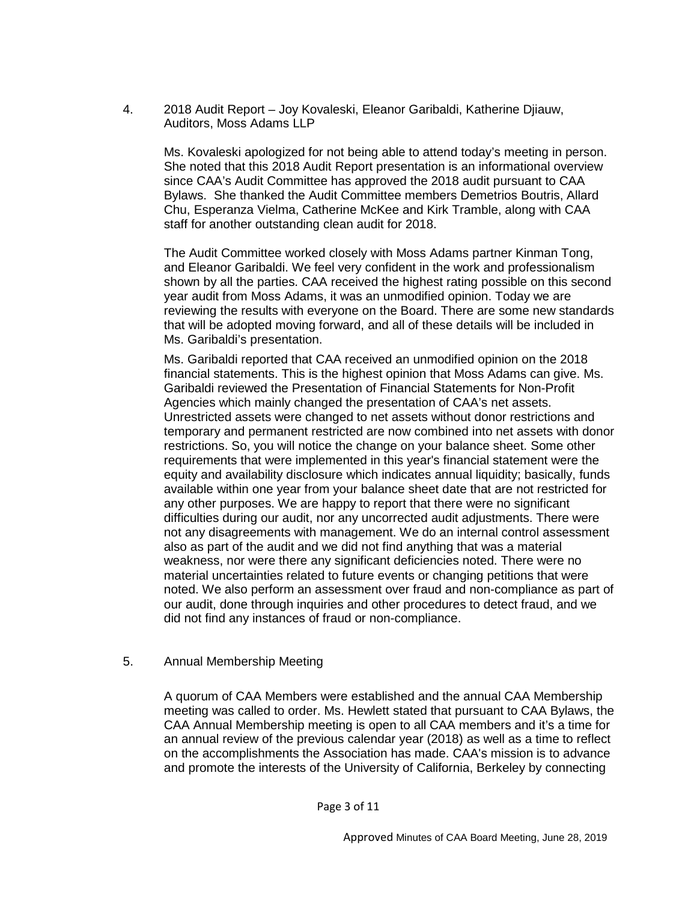4. 2018 Audit Report – Joy Kovaleski, Eleanor Garibaldi, Katherine Djiauw, Auditors, Moss Adams LLP

   Ms. Kovaleski apologized for not being able to attend today's meeting in person. She noted that this 2018 Audit Report presentation is an informational overview since CAA's Audit Committee has approved the 2018 audit pursuant to CAA Bylaws. She thanked the Audit Committee members Demetrios Boutris, Allard Chu, Esperanza Vielma, Catherine McKee and Kirk Tramble, along with CAA staff for another outstanding clean audit for 2018.

   The Audit Committee worked closely with Moss Adams partner Kinman Tong, and Eleanor Garibaldi. We feel very confident in the work and professionalism shown by all the parties. CAA received the highest rating possible on this second year audit from Moss Adams, it was an unmodified opinion. Today we are reviewing the results with everyone on the Board. There are some new standards that will be adopted moving forward, and all of these details will be included in Ms. Garibaldi's presentation.

   Ms. Garibaldi reported that CAA received an unmodified opinion on the 2018 financial statements. This is the highest opinion that Moss Adams can give. Ms. Garibaldi reviewed the Presentation of Financial Statements for Non-Profit Agencies which mainly changed the presentation of CAA's net assets. Unrestricted assets were changed to net assets without donor restrictions and temporary and permanent restricted are now combined into net assets with donor restrictions. So, you will notice the change on your balance sheet. Some other requirements that were implemented in this year's financial statement were the equity and availability disclosure which indicates annual liquidity; basically, funds available within one year from your balance sheet date that are not restricted for any other purposes. We are happy to report that there were no significant difficulties during our audit, nor any uncorrected audit adjustments. There were not any disagreements with management. We do an internal control assessment also as part of the audit and we did not find anything that was a material weakness, nor were there any significant deficiencies noted. There were no material uncertainties related to future events or changing petitions that were noted. We also perform an assessment over fraud and non-compliance as part of our audit, done through inquiries and other procedures to detect fraud, and we did not find any instances of fraud or non-compliance.

5. Annual Membership Meeting

   A quorum of CAA Members were established and the annual CAA Membership meeting was called to order. Ms. Hewlett stated that pursuant to CAA Bylaws, the CAA Annual Membership meeting is open to all CAA members and it's a time for an annual review of the previous calendar year (2018) as well as a time to reflect on the accomplishments the Association has made. CAA's mission is to advance and promote the interests of the University of California, Berkeley by connecting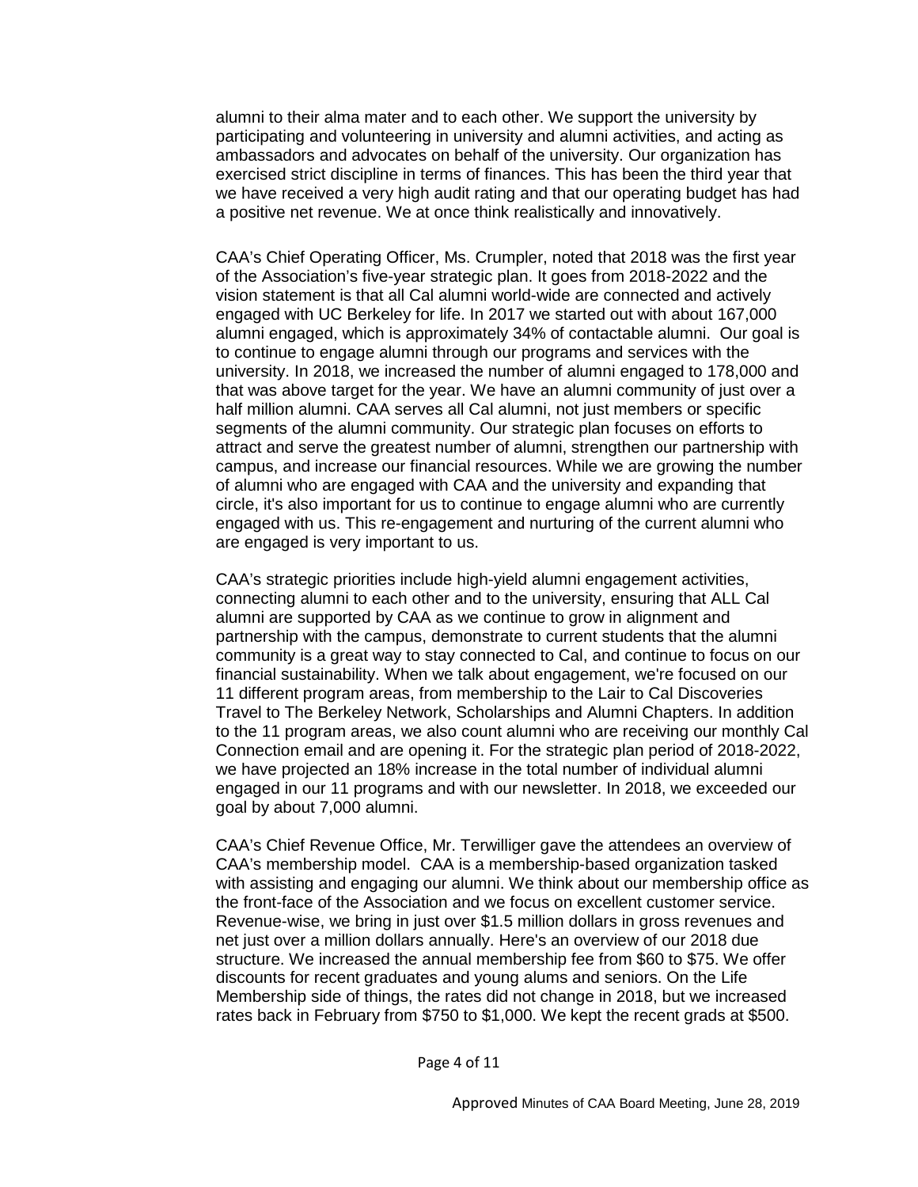alumni to their alma mater and to each other. We support the university by participating and volunteering in university and alumni activities, and acting as ambassadors and advocates on behalf of the university. Our organization has exercised strict discipline in terms of finances. This has been the third year that we have received a very high audit rating and that our operating budget has had a positive net revenue. We at once think realistically and innovatively.

CAA's Chief Operating Officer, Ms. Crumpler, noted that 2018 was the first year of the Association's five-year strategic plan. It goes from 2018-2022 and the vision statement is that all Cal alumni world-wide are connected and actively engaged with UC Berkeley for life. In 2017 we started out with about 167,000 alumni engaged, which is approximately 34% of contactable alumni. Our goal is to continue to engage alumni through our programs and services with the university. In 2018, we increased the number of alumni engaged to 178,000 and that was above target for the year. We have an alumni community of just over a half million alumni. CAA serves all Cal alumni, not just members or specific segments of the alumni community. Our strategic plan focuses on efforts to attract and serve the greatest number of alumni, strengthen our partnership with campus, and increase our financial resources. While we are growing the number of alumni who are engaged with CAA and the university and expanding that circle, it's also important for us to continue to engage alumni who are currently engaged with us. This re-engagement and nurturing of the current alumni who are engaged is very important to us.

CAA's strategic priorities include high-yield alumni engagement activities, connecting alumni to each other and to the university, ensuring that ALL Cal alumni are supported by CAA as we continue to grow in alignment and partnership with the campus, demonstrate to current students that the alumni community is a great way to stay connected to Cal, and continue to focus on our financial sustainability. When we talk about engagement, we're focused on our 11 different program areas, from membership to the Lair to Cal Discoveries Travel to The Berkeley Network, Scholarships and Alumni Chapters. In addition to the 11 program areas, we also count alumni who are receiving our monthly Cal Connection email and are opening it. For the strategic plan period of 2018-2022, we have projected an 18% increase in the total number of individual alumni engaged in our 11 programs and with our newsletter. In 2018, we exceeded our goal by about 7,000 alumni.

CAA's Chief Revenue Office, Mr. Terwilliger gave the attendees an overview of CAA's membership model. CAA is a membership-based organization tasked with assisting and engaging our alumni. We think about our membership office as the front-face of the Association and we focus on excellent customer service. Revenue-wise, we bring in just over $1.5 million dollars in gross revenues and net just over a million dollars annually. Here's an overview of our 2018 due structure. We increased the annual membership fee from $60 to $75. We offer discounts for recent graduates and young alums and seniors. On the Life Membership side of things, the rates did not change in 2018, but we increased rates back in February from $750 to $1,000. We kept the recent grads at $500.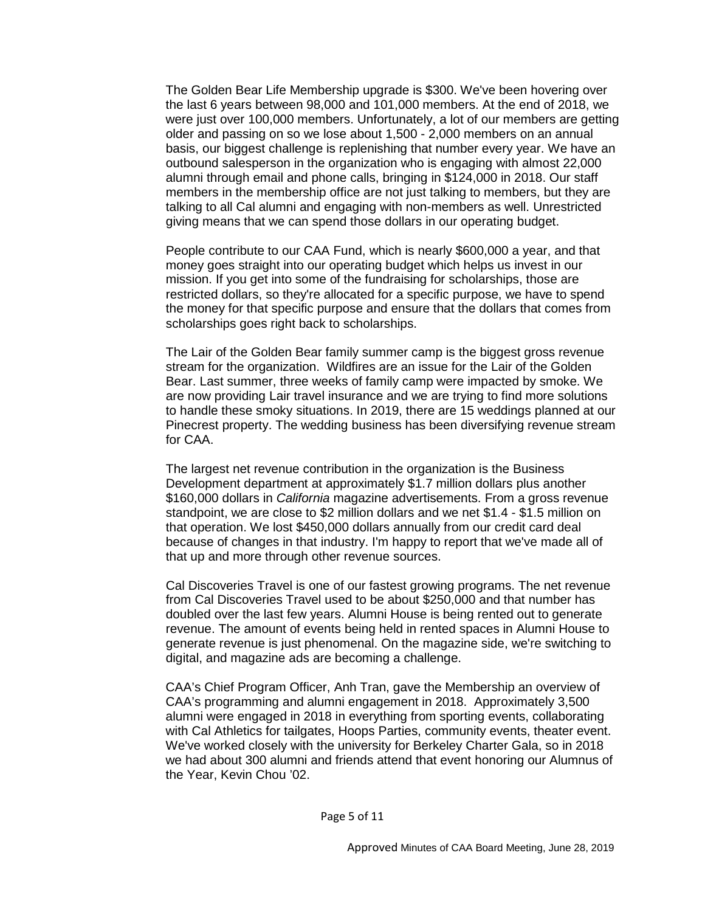The Golden Bear Life Membership upgrade is $300. We've been hovering over the last 6 years between 98,000 and 101,000 members. At the end of 2018, we were just over 100,000 members. Unfortunately, a lot of our members are getting older and passing on so we lose about 1,500 - 2,000 members on an annual basis, our biggest challenge is replenishing that number every year. We have an outbound salesperson in the organization who is engaging with almost 22,000 alumni through email and phone calls, bringing in $124,000 in 2018. Our staff members in the membership office are not just talking to members, but they are talking to all Cal alumni and engaging with non-members as well. Unrestricted giving means that we can spend those dollars in our operating budget.

People contribute to our CAA Fund, which is nearly $600,000 a year, and that money goes straight into our operating budget which helps us invest in our mission. If you get into some of the fundraising for scholarships, those are restricted dollars, so they're allocated for a specific purpose, we have to spend the money for that specific purpose and ensure that the dollars that comes from scholarships goes right back to scholarships.

The Lair of the Golden Bear family summer camp is the biggest gross revenue stream for the organization. Wildfires are an issue for the Lair of the Golden Bear. Last summer, three weeks of family camp were impacted by smoke. We are now providing Lair travel insurance and we are trying to find more solutions to handle these smoky situations. In 2019, there are 15 weddings planned at our Pinecrest property. The wedding business has been diversifying revenue stream for CAA.

The largest net revenue contribution in the organization is the Business Development department at approximately $1.7 million dollars plus another $160,000 dollars in *California* magazine advertisements. From a gross revenue standpoint, we are close to $2 million dollars and we net $1.4 - $1.5 million on that operation. We lost $450,000 dollars annually from our credit card deal because of changes in that industry. I'm happy to report that we've made all of that up and more through other revenue sources.

Cal Discoveries Travel is one of our fastest growing programs. The net revenue from Cal Discoveries Travel used to be about $250,000 and that number has doubled over the last few years. Alumni House is being rented out to generate revenue. The amount of events being held in rented spaces in Alumni House to generate revenue is just phenomenal. On the magazine side, we're switching to digital, and magazine ads are becoming a challenge.

CAA's Chief Program Officer, Anh Tran, gave the Membership an overview of CAA's programming and alumni engagement in 2018. Approximately 3,500 alumni were engaged in 2018 in everything from sporting events, collaborating with Cal Athletics for tailgates, Hoops Parties, community events, theater event. We've worked closely with the university for Berkeley Charter Gala, so in 2018 we had about 300 alumni and friends attend that event honoring our Alumnus of the Year, Kevin Chou '02.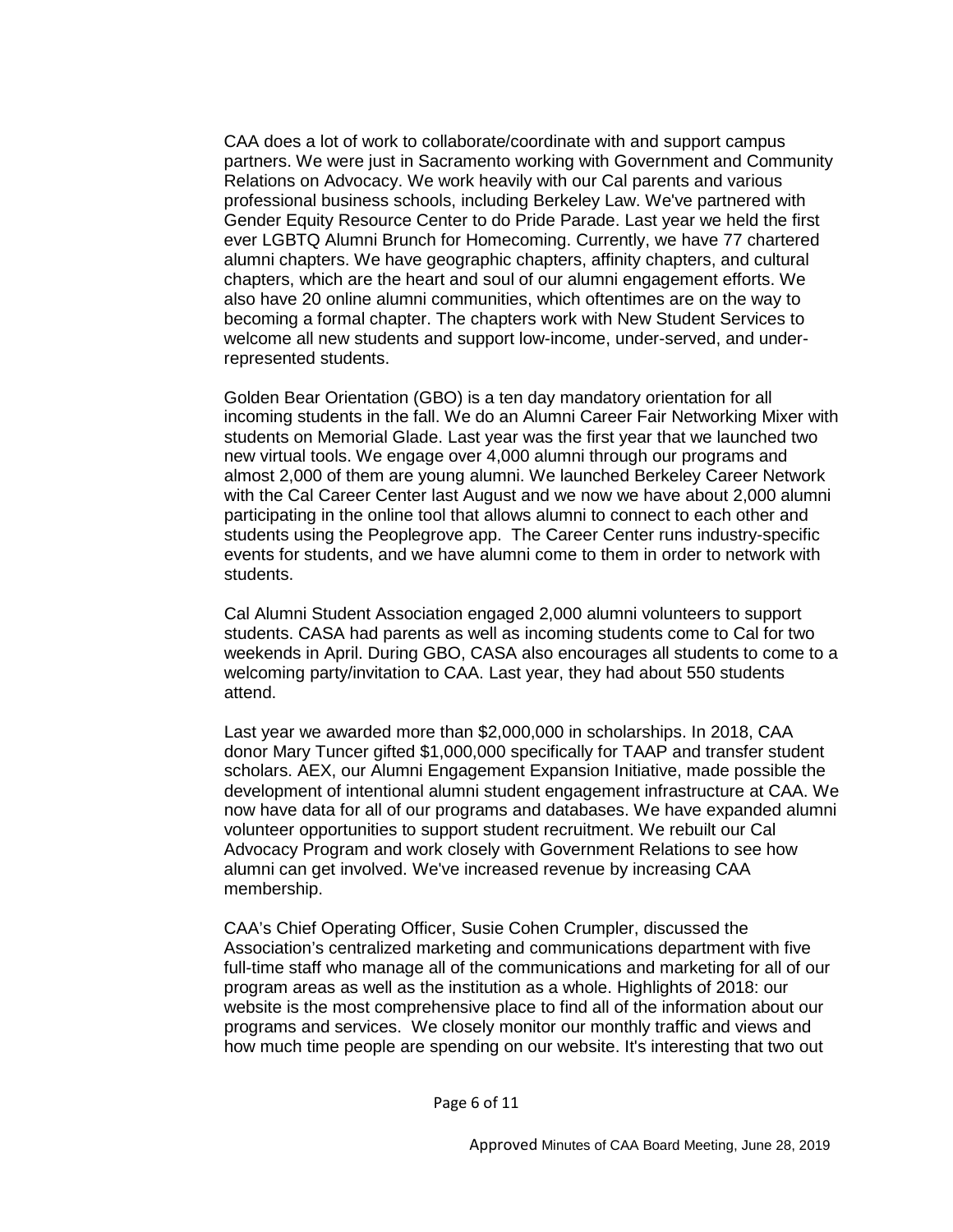CAA does a lot of work to collaborate/coordinate with and support campus partners. We were just in Sacramento working with Government and Community Relations on Advocacy. We work heavily with our Cal parents and various professional business schools, including Berkeley Law. We've partnered with Gender Equity Resource Center to do Pride Parade. Last year we held the first ever LGBTQ Alumni Brunch for Homecoming. Currently, we have 77 chartered alumni chapters. We have geographic chapters, affinity chapters, and cultural chapters, which are the heart and soul of our alumni engagement efforts. We also have 20 online alumni communities, which oftentimes are on the way to becoming a formal chapter. The chapters work with New Student Services to welcome all new students and support low-income, under-served, and under-represented students.

Golden Bear Orientation (GBO) is a ten day mandatory orientation for all incoming students in the fall. We do an Alumni Career Fair Networking Mixer with students on Memorial Glade. Last year was the first year that we launched two new virtual tools. We engage over 4,000 alumni through our programs and almost 2,000 of them are young alumni. We launched Berkeley Career Network with the Cal Career Center last August and we now we have about 2,000 alumni participating in the online tool that allows alumni to connect to each other and students using the Peoplegrove app. The Career Center runs industry-specific events for students, and we have alumni come to them in order to network with students.

Cal Alumni Student Association engaged 2,000 alumni volunteers to support students. CASA had parents as well as incoming students come to Cal for two weekends in April. During GBO, CASA also encourages all students to come to a welcoming party/invitation to CAA. Last year, they had about 550 students attend.

Last year we awarded more than $2,000,000 in scholarships. In 2018, CAA donor Mary Tuncer gifted $1,000,000 specifically for TAAP and transfer student scholars. AEX, our Alumni Engagement Expansion Initiative, made possible the development of intentional alumni student engagement infrastructure at CAA. We now have data for all of our programs and databases. We have expanded alumni volunteer opportunities to support student recruitment. We rebuilt our Cal Advocacy Program and work closely with Government Relations to see how alumni can get involved. We've increased revenue by increasing CAA membership.

CAA's Chief Operating Officer, Susie Cohen Crumpler, discussed the Association's centralized marketing and communications department with five full-time staff who manage all of the communications and marketing for all of our program areas as well as the institution as a whole. Highlights of 2018: our website is the most comprehensive place to find all of the information about our programs and services. We closely monitor our monthly traffic and views and how much time people are spending on our website. It's interesting that two out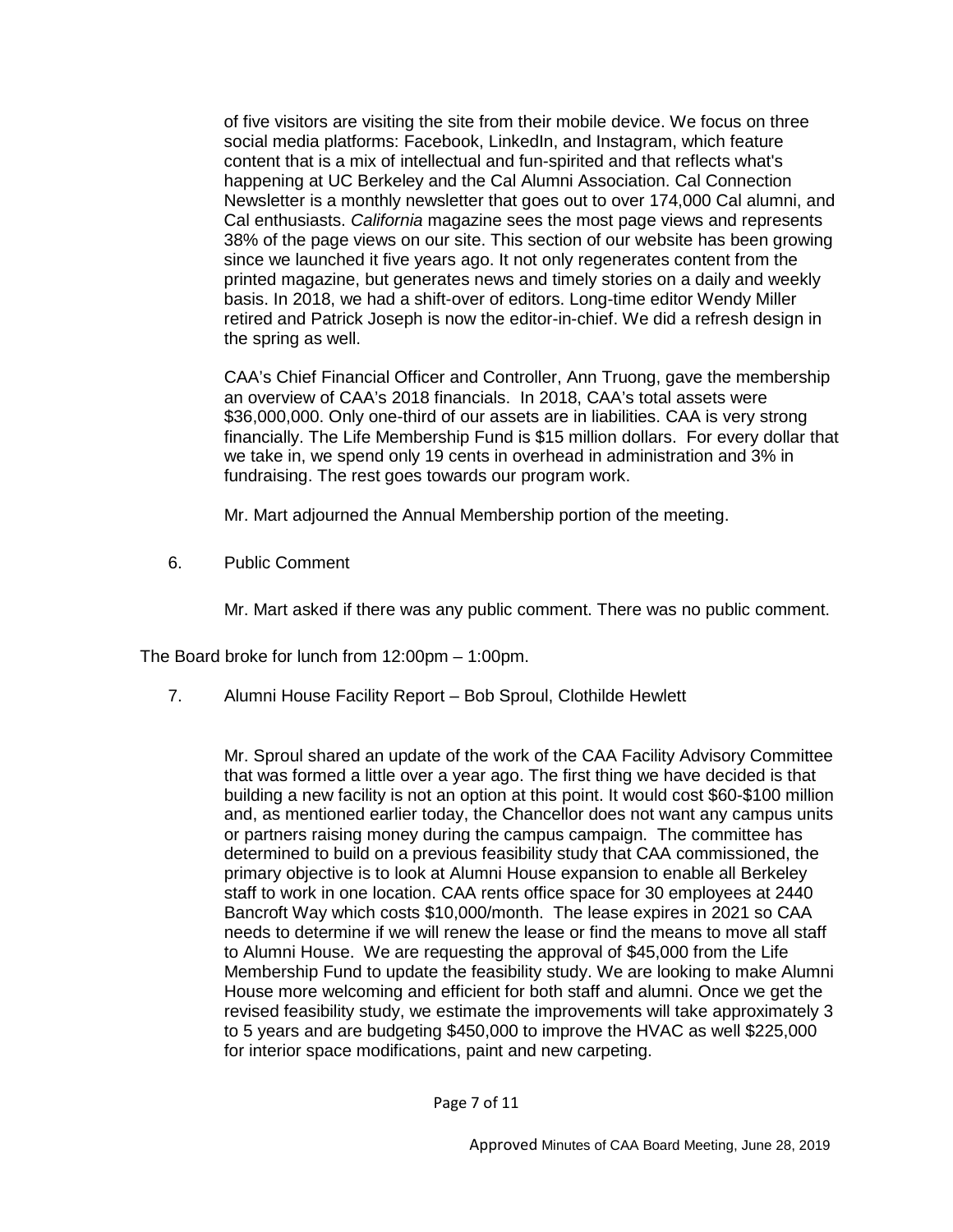of five visitors are visiting the site from their mobile device. We focus on three social media platforms: Facebook, LinkedIn, and Instagram, which feature content that is a mix of intellectual and fun-spirited and that reflects what's happening at UC Berkeley and the Cal Alumni Association. Cal Connection Newsletter is a monthly newsletter that goes out to over 174,000 Cal alumni, and Cal enthusiasts. *California* magazine sees the most page views and represents 38% of the page views on our site. This section of our website has been growing since we launched it five years ago. It not only regenerates content from the printed magazine, but generates news and timely stories on a daily and weekly basis. In 2018, we had a shift-over of editors. Long-time editor Wendy Miller retired and Patrick Joseph is now the editor-in-chief. We did a refresh design in the spring as well.

CAA's Chief Financial Officer and Controller, Ann Truong, gave the membership an overview of CAA's 2018 financials. In 2018, CAA's total assets were $36,000,000. Only one-third of our assets are in liabilities. CAA is very strong financially. The Life Membership Fund is $15 million dollars. For every dollar that we take in, we spend only 19 cents in overhead in administration and 3% in fundraising. The rest goes towards our program work.

Mr. Mart adjourned the Annual Membership portion of the meeting.

6. Public Comment

   Mr. Mart asked if there was any public comment. There was no public comment.

The Board broke for lunch from 12:00pm – 1:00pm.

7. Alumni House Facility Report – Bob Sproul, Clothilde Hewlett

   Mr. Sproul shared an update of the work of the CAA Facility Advisory Committee that was formed a little over a year ago. The first thing we have decided is that building a new facility is not an option at this point. It would cost $60-$100 million and, as mentioned earlier today, the Chancellor does not want any campus units or partners raising money during the campus campaign. The committee has determined to build on a previous feasibility study that CAA commissioned, the primary objective is to look at Alumni House expansion to enable all Berkeley staff to work in one location. CAA rents office space for 30 employees at 2440 Bancroft Way which costs $10,000/month. The lease expires in 2021 so CAA needs to determine if we will renew the lease or find the means to move all staff to Alumni House. We are requesting the approval of $45,000 from the Life Membership Fund to update the feasibility study. We are looking to make Alumni House more welcoming and efficient for both staff and alumni. Once we get the revised feasibility study, we estimate the improvements will take approximately 3 to 5 years and are budgeting $450,000 to improve the HVAC as well $225,000 for interior space modifications, paint and new carpeting.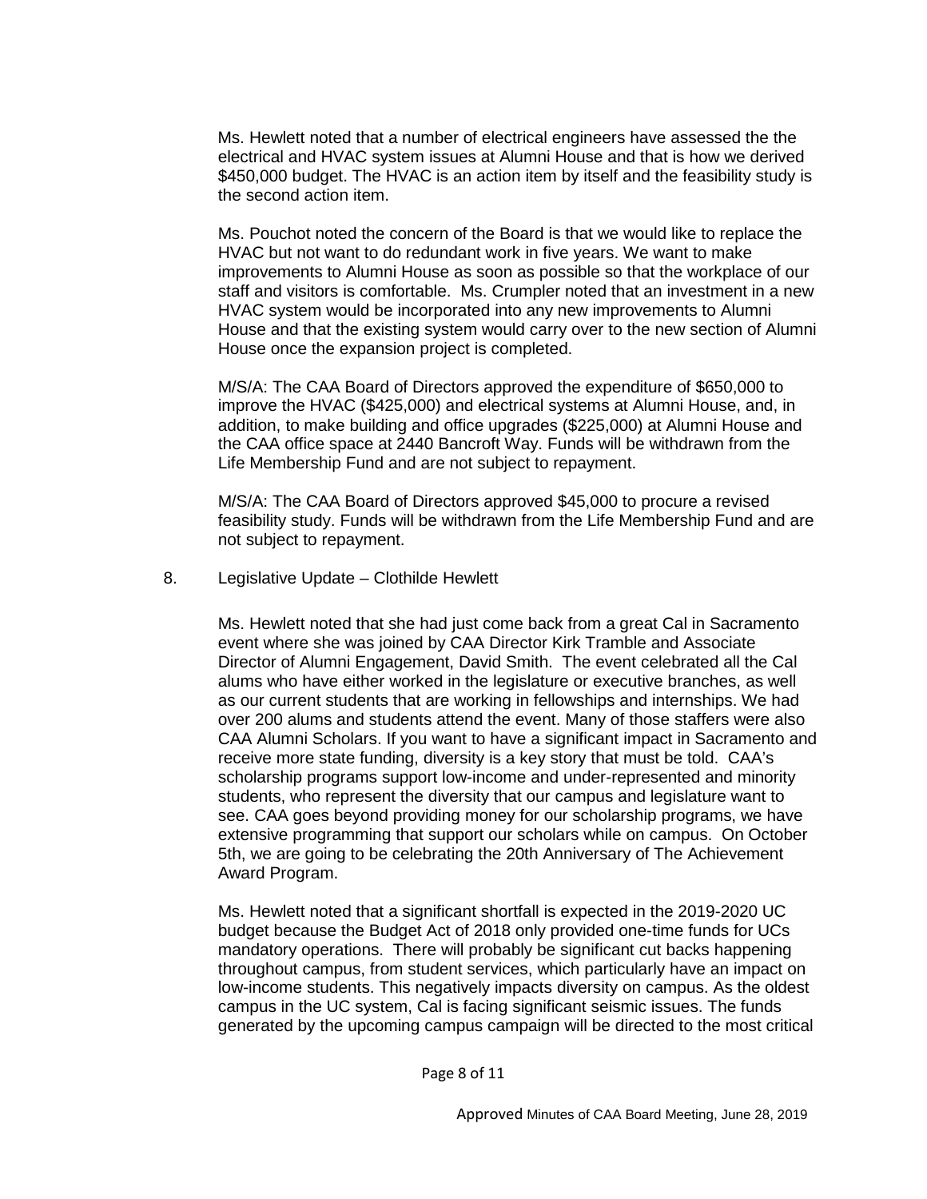Ms. Hewlett noted that a number of electrical engineers have assessed the the electrical and HVAC system issues at Alumni House and that is how we derived $450,000 budget. The HVAC is an action item by itself and the feasibility study is the second action item.

Ms. Pouchot noted the concern of the Board is that we would like to replace the HVAC but not want to do redundant work in five years. We want to make improvements to Alumni House as soon as possible so that the workplace of our staff and visitors is comfortable. Ms. Crumpler noted that an investment in a new HVAC system would be incorporated into any new improvements to Alumni House and that the existing system would carry over to the new section of Alumni House once the expansion project is completed.

M/S/A: The CAA Board of Directors approved the expenditure of $650,000 to improve the HVAC ($425,000) and electrical systems at Alumni House, and, in addition, to make building and office upgrades ($225,000) at Alumni House and the CAA office space at 2440 Bancroft Way. Funds will be withdrawn from the Life Membership Fund and are not subject to repayment.

M/S/A: The CAA Board of Directors approved $45,000 to procure a revised feasibility study. Funds will be withdrawn from the Life Membership Fund and are not subject to repayment.

8. Legislative Update – Clothilde Hewlett

Ms. Hewlett noted that she had just come back from a great Cal in Sacramento event where she was joined by CAA Director Kirk Tramble and Associate Director of Alumni Engagement, David Smith. The event celebrated all the Cal alums who have either worked in the legislature or executive branches, as well as our current students that are working in fellowships and internships. We had over 200 alums and students attend the event. Many of those staffers were also CAA Alumni Scholars. If you want to have a significant impact in Sacramento and receive more state funding, diversity is a key story that must be told. CAA's scholarship programs support low-income and under-represented and minority students, who represent the diversity that our campus and legislature want to see. CAA goes beyond providing money for our scholarship programs, we have extensive programming that support our scholars while on campus. On October 5th, we are going to be celebrating the 20th Anniversary of The Achievement Award Program.

Ms. Hewlett noted that a significant shortfall is expected in the 2019-2020 UC budget because the Budget Act of 2018 only provided one-time funds for UCs mandatory operations. There will probably be significant cut backs happening throughout campus, from student services, which particularly have an impact on low-income students. This negatively impacts diversity on campus. As the oldest campus in the UC system, Cal is facing significant seismic issues. The funds generated by the upcoming campus campaign will be directed to the most critical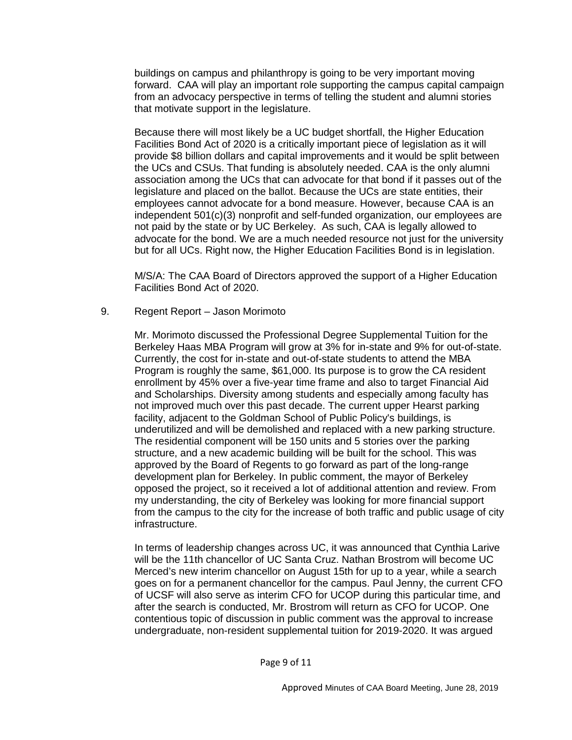buildings on campus and philanthropy is going to be very important moving forward. CAA will play an important role supporting the campus capital campaign from an advocacy perspective in terms of telling the student and alumni stories that motivate support in the legislature.

Because there will most likely be a UC budget shortfall, the Higher Education Facilities Bond Act of 2020 is a critically important piece of legislation as it will provide $8 billion dollars and capital improvements and it would be split between the UCs and CSUs. That funding is absolutely needed. CAA is the only alumni association among the UCs that can advocate for that bond if it passes out of the legislature and placed on the ballot. Because the UCs are state entities, their employees cannot advocate for a bond measure. However, because CAA is an independent 501(c)(3) nonprofit and self-funded organization, our employees are not paid by the state or by UC Berkeley. As such, CAA is legally allowed to advocate for the bond. We are a much needed resource not just for the university but for all UCs. Right now, the Higher Education Facilities Bond is in legislation.

M/S/A: The CAA Board of Directors approved the support of a Higher Education Facilities Bond Act of 2020.

9. Regent Report – Jason Morimoto

Mr. Morimoto discussed the Professional Degree Supplemental Tuition for the Berkeley Haas MBA Program will grow at 3% for in-state and 9% for out-of-state. Currently, the cost for in-state and out-of-state students to attend the MBA Program is roughly the same, $61,000. Its purpose is to grow the CA resident enrollment by 45% over a five-year time frame and also to target Financial Aid and Scholarships. Diversity among students and especially among faculty has not improved much over this past decade. The current upper Hearst parking facility, adjacent to the Goldman School of Public Policy's buildings, is underutilized and will be demolished and replaced with a new parking structure. The residential component will be 150 units and 5 stories over the parking structure, and a new academic building will be built for the school. This was approved by the Board of Regents to go forward as part of the long-range development plan for Berkeley. In public comment, the mayor of Berkeley opposed the project, so it received a lot of additional attention and review. From my understanding, the city of Berkeley was looking for more financial support from the campus to the city for the increase of both traffic and public usage of city infrastructure.

In terms of leadership changes across UC, it was announced that Cynthia Larive will be the 11th chancellor of UC Santa Cruz. Nathan Brostrom will become UC Merced's new interim chancellor on August 15th for up to a year, while a search goes on for a permanent chancellor for the campus. Paul Jenny, the current CFO of UCSF will also serve as interim CFO for UCOP during this particular time, and after the search is conducted, Mr. Brostrom will return as CFO for UCOP. One contentious topic of discussion in public comment was the approval to increase undergraduate, non-resident supplemental tuition for 2019-2020. It was argued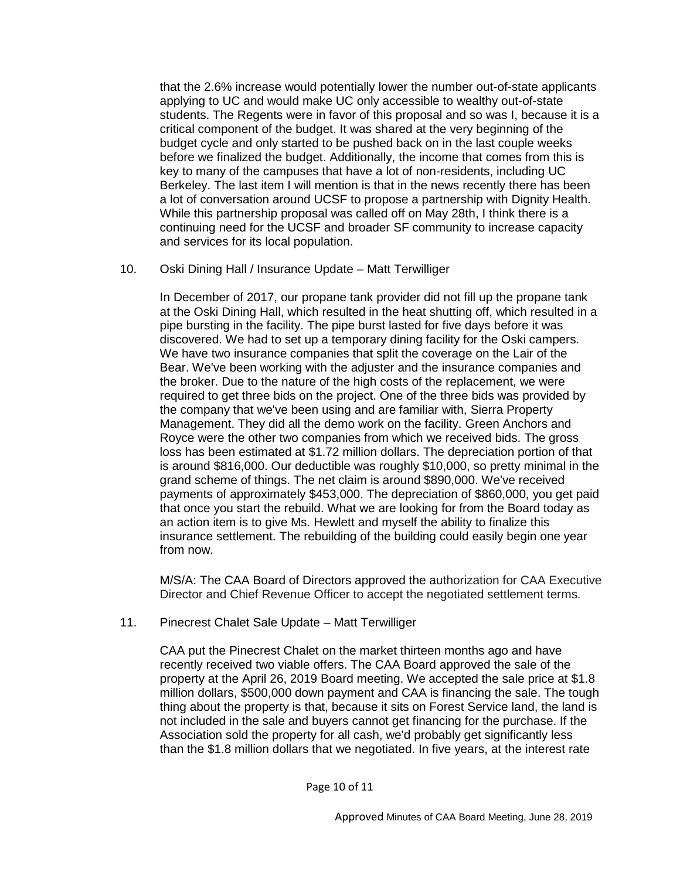that the 2.6% increase would potentially lower the number out-of-state applicants applying to UC and would make UC only accessible to wealthy out-of-state students. The Regents were in favor of this proposal and so was I, because it is a critical component of the budget. It was shared at the very beginning of the budget cycle and only started to be pushed back on in the last couple weeks before we finalized the budget. Additionally, the income that comes from this is key to many of the campuses that have a lot of non-residents, including UC Berkeley. The last item I will mention is that in the news recently there has been a lot of conversation around UCSF to propose a partnership with Dignity Health. While this partnership proposal was called off on May 28th, I think there is a continuing need for the UCSF and broader SF community to increase capacity and services for its local population.

10. Oski Dining Hall / Insurance Update – Matt Terwilliger

In December of 2017, our propane tank provider did not fill up the propane tank at the Oski Dining Hall, which resulted in the heat shutting off, which resulted in a pipe bursting in the facility. The pipe burst lasted for five days before it was discovered. We had to set up a temporary dining facility for the Oski campers. We have two insurance companies that split the coverage on the Lair of the Bear. We've been working with the adjuster and the insurance companies and the broker. Due to the nature of the high costs of the replacement, we were required to get three bids on the project. One of the three bids was provided by the company that we've been using and are familiar with, Sierra Property Management. They did all the demo work on the facility. Green Anchors and Royce were the other two companies from which we received bids. The gross loss has been estimated at $1.72 million dollars. The depreciation portion of that is around $816,000. Our deductible was roughly $10,000, so pretty minimal in the grand scheme of things. The net claim is around $890,000. We've received payments of approximately $453,000. The depreciation of $860,000, you get paid that once you start the rebuild. What we are looking for from the Board today as an action item is to give Ms. Hewlett and myself the ability to finalize this insurance settlement. The rebuilding of the building could easily begin one year from now.

M/S/A: The CAA Board of Directors approved the authorization for CAA Executive Director and Chief Revenue Officer to accept the negotiated settlement terms.

11. Pinecrest Chalet Sale Update – Matt Terwilliger

CAA put the Pinecrest Chalet on the market thirteen months ago and have recently received two viable offers. The CAA Board approved the sale of the property at the April 26, 2019 Board meeting. We accepted the sale price at $1.8 million dollars, $500,000 down payment and CAA is financing the sale. The tough thing about the property is that, because it sits on Forest Service land, the land is not included in the sale and buyers cannot get financing for the purchase. If the Association sold the property for all cash, we'd probably get significantly less than the $1.8 million dollars that we negotiated. In five years, at the interest rate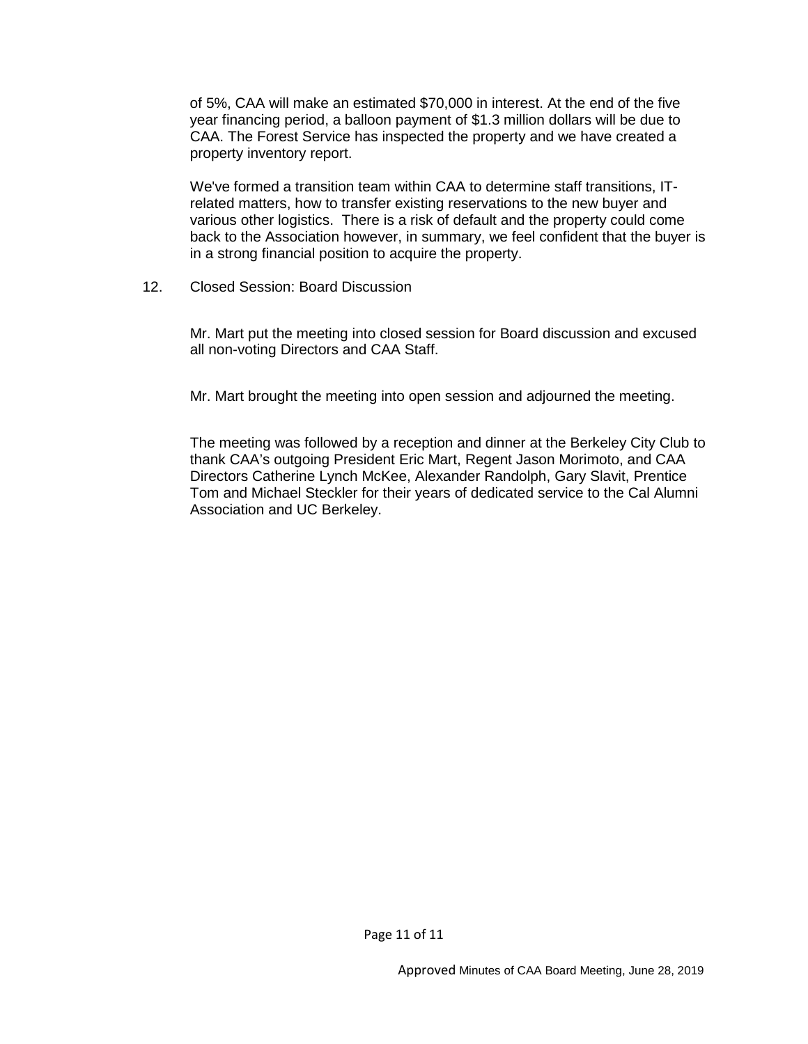of 5%, CAA will make an estimated $70,000 in interest. At the end of the five year financing period, a balloon payment of $1.3 million dollars will be due to CAA. The Forest Service has inspected the property and we have created a property inventory report.

We've formed a transition team within CAA to determine staff transitions, IT-related matters, how to transfer existing reservations to the new buyer and various other logistics. There is a risk of default and the property could come back to the Association however, in summary, we feel confident that the buyer is in a strong financial position to acquire the property.

12. Closed Session: Board Discussion

Mr. Mart put the meeting into closed session for Board discussion and excused all non-voting Directors and CAA Staff.

Mr. Mart brought the meeting into open session and adjourned the meeting.

The meeting was followed by a reception and dinner at the Berkeley City Club to thank CAA's outgoing President Eric Mart, Regent Jason Morimoto, and CAA Directors Catherine Lynch McKee, Alexander Randolph, Gary Slavit, Prentice Tom and Michael Steckler for their years of dedicated service to the Cal Alumni Association and UC Berkeley.